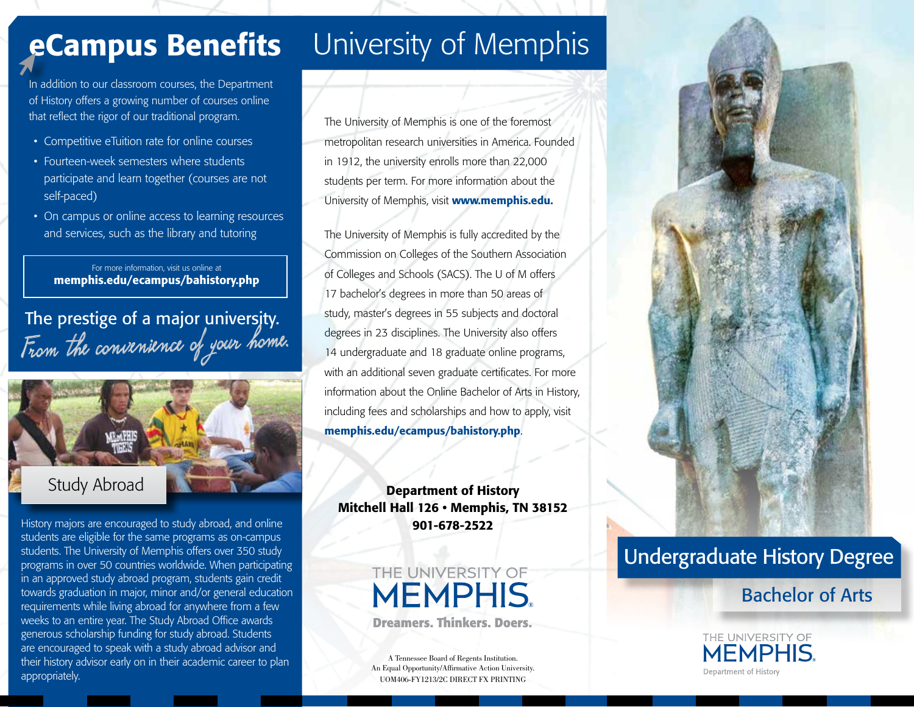# eCampus Benefits

In addition to our classroom courses, the Department of History offers a growing number of courses online that reflect the rigor of our traditional program.

- Competitive eTuition rate for online courses
- Fourteen-week semesters where students participate and learn together (courses are not self-paced)
- On campus or online access to learning resources and services, such as the library and tutoring

For more information, visit us online at
**memphis.edu/ecampus/bahistory.php**

The prestige of a major university.
*From the convenience of your home.*

## Study Abroad

History majors are encouraged to study abroad, and online students are eligible for the same programs as on-campus students. The University of Memphis offers over 350 study programs in over 50 countries worldwide. When participating in an approved study abroad program, students gain credit towards graduation in major, minor and/or general education requirements while living abroad for anywhere from a few weeks to an entire year. The Study Abroad Office awards generous scholarship funding for study abroad. Students are encouraged to speak with a study abroad advisor and their history advisor early on in their academic career to plan appropriately.

# University of Memphis

The University of Memphis is one of the foremost metropolitan research universities in America. Founded in 1912, the university enrolls more than 22,000 students per term. For more information about the University of Memphis, visit **www.memphis.edu.**

The University of Memphis is fully accredited by the Commission on Colleges of the Southern Association of Colleges and Schools (SACS). The U of M offers 17 bachelor's degrees in more than 50 areas of study, master's degrees in 55 subjects and doctoral degrees in 23 disciplines. The University also offers 14 undergraduate and 18 graduate online programs, with an additional seven graduate certificates. For more information about the Online Bachelor of Arts in History, including fees and scholarships and how to apply, visit **memphis.edu/ecampus/bahistory.php**.

**Department of History**
**Mitchell Hall 126 • Memphis, TN 38152**
**901-678-2522**

THE UNIVERSITY OF MEMPHIS
**Dreamers. Thinkers. Doers.**

A Tennessee Board of Regents Institution.
An Equal Opportunity/Affirmative Action University.
UOM406-FY1213/2C DIRECT FX PRINTING

# Undergraduate History Degree

## Bachelor of Arts

THE UNIVERSITY OF MEMPHIS
Department of History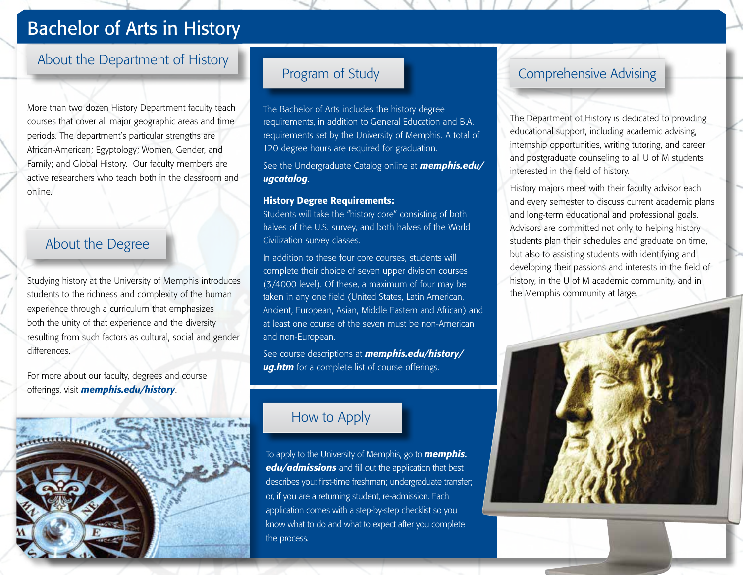# Bachelor of Arts in History

## About the Department of History

More than two dozen History Department faculty teach courses that cover all major geographic areas and time periods. The department's particular strengths are African-American; Egyptology; Women, Gender, and Family; and Global History. Our faculty members are active researchers who teach both in the classroom and online.

## About the Degree

Studying history at the University of Memphis introduces students to the richness and complexity of the human experience through a curriculum that emphasizes both the unity of that experience and the diversity resulting from such factors as cultural, social and gender differences.

For more about our faculty, degrees and course offerings, visit ***memphis.edu/history***.

## Program of Study

The Bachelor of Arts includes the history degree requirements, in addition to General Education and B.A. requirements set by the University of Memphis. A total of 120 degree hours are required for graduation.

See the Undergraduate Catalog online at ***memphis.edu/ugcatalog***.

**History Degree Requirements:**
Students will take the "history core" consisting of both halves of the U.S. survey, and both halves of the World Civilization survey classes.

In addition to these four core courses, students will complete their choice of seven upper division courses (3/4000 level). Of these, a maximum of four may be taken in any one field (United States, Latin American, Ancient, European, Asian, Middle Eastern and African) and at least one course of the seven must be non-American and non-European.

See course descriptions at ***memphis.edu/history/ug.htm*** for a complete list of course offerings.

## How to Apply

To apply to the University of Memphis, go to ***memphis.edu/admissions*** and fill out the application that best describes you: first-time freshman; undergraduate transfer; or, if you are a returning student, re-admission. Each application comes with a step-by-step checklist so you know what to do and what to expect after you complete the process.

## Comprehensive Advising

The Department of History is dedicated to providing educational support, including academic advising, internship opportunities, writing tutoring, and career and postgraduate counseling to all U of M students interested in the field of history.

History majors meet with their faculty advisor each and every semester to discuss current academic plans and long-term educational and professional goals. Advisors are committed not only to helping history students plan their schedules and graduate on time, but also to assisting students with identifying and developing their passions and interests in the field of history, in the U of M academic community, and in the Memphis community at large.